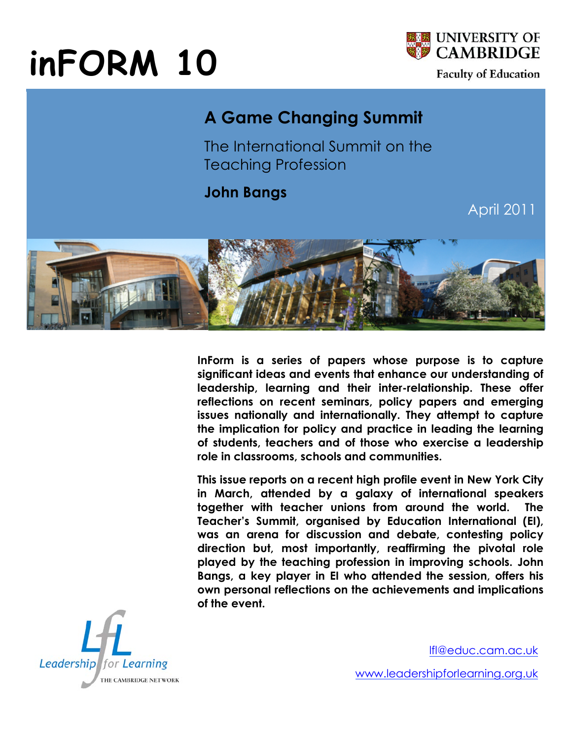# inFORM 10

UNIVERSITY OF CAMBRIDGE

Faculty of Education

## A Game Changing Summit

The International Summit on the Teaching Profession

**John Bangs**

April 2011

**InForm is a series of papers whose purpose is to capture significant ideas and events that enhance our understanding of leadership, learning and their inter-relationship. These offer reflections on recent seminars, policy papers and emerging issues nationally and internationally. They attempt to capture the implication for policy and practice in leading the learning of students, teachers and of those who exercise a leadership role in classrooms, schools and communities.**

**This issue reports on a recent high profile event in New York City in March, attended by a galaxy of international speakers together with teacher unions from around the world. The Teacher's Summit, organised by Education International (EI), was an arena for discussion and debate, contesting policy direction but, most importantly, reaffirming the pivotal role played by the teaching profession in improving schools. John Bangs, a key player in EI who attended the session, offers his own personal reflections on the achievements and implications of the event.**

Leadership for Learning

THE CAMBRIDGE NETWORK

lfl@educ.cam.ac.uk

www.leadershipforlearning.org.uk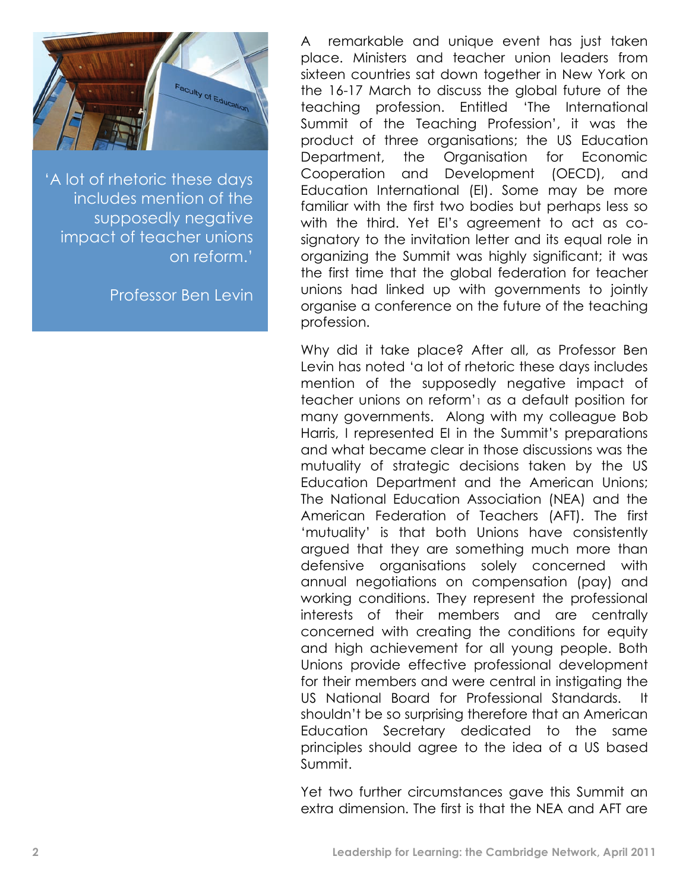> 'A lot of rhetoric these days includes mention of the supposedly negative impact of teacher unions on reform.'
>
> Professor Ben Levin

A remarkable and unique event has just taken place. Ministers and teacher union leaders from sixteen countries sat down together in New York on the 16-17 March to discuss the global future of the teaching profession. Entitled 'The International Summit of the Teaching Profession', it was the product of three organisations; the US Education Department, the Organisation for Economic Cooperation and Development (OECD), and Education International (EI). Some may be more familiar with the first two bodies but perhaps less so with the third. Yet EI's agreement to act as co-signatory to the invitation letter and its equal role in organizing the Summit was highly significant; it was the first time that the global federation for teacher unions had linked up with governments to jointly organise a conference on the future of the teaching profession.

Why did it take place? After all, as Professor Ben Levin has noted 'a lot of rhetoric these days includes mention of the supposedly negative impact of teacher unions on reform'[1] as a default position for many governments. Along with my colleague Bob Harris, I represented EI in the Summit's preparations and what became clear in those discussions was the mutuality of strategic decisions taken by the US Education Department and the American Unions; The National Education Association (NEA) and the American Federation of Teachers (AFT). The first 'mutuality' is that both Unions have consistently argued that they are something much more than defensive organisations solely concerned with annual negotiations on compensation (pay) and working conditions. They represent the professional interests of their members and are centrally concerned with creating the conditions for equity and high achievement for all young people. Both Unions provide effective professional development for their members and were central in instigating the US National Board for Professional Standards. It shouldn't be so surprising therefore that an American Education Secretary dedicated to the same principles should agree to the idea of a US based Summit.

Yet two further circumstances gave this Summit an extra dimension. The first is that the NEA and AFT are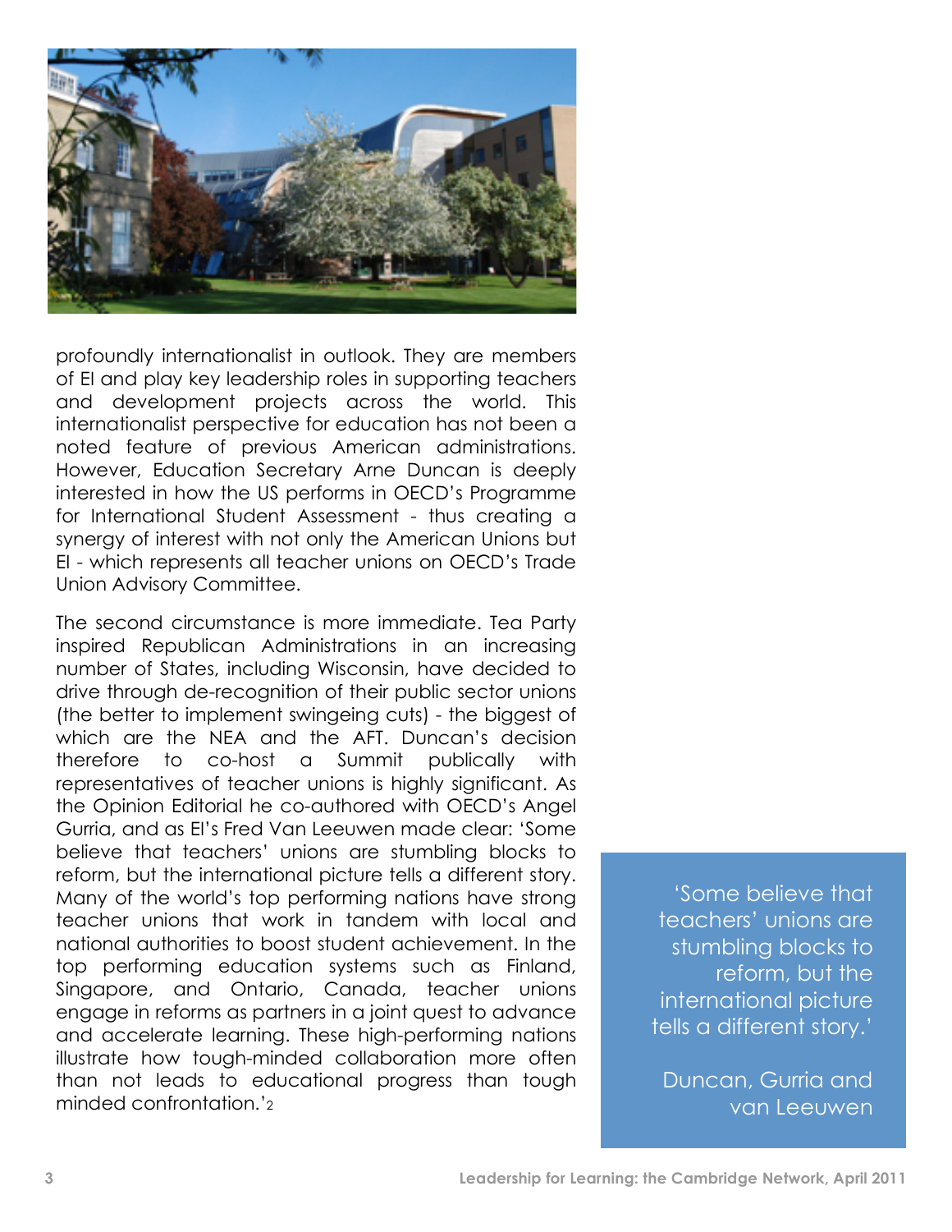profoundly internationalist in outlook. They are members of EI and play key leadership roles in supporting teachers and development projects across the world. This internationalist perspective for education has not been a noted feature of previous American administrations. However, Education Secretary Arne Duncan is deeply interested in how the US performs in OECD's Programme for International Student Assessment - thus creating a synergy of interest with not only the American Unions but EI - which represents all teacher unions on OECD's Trade Union Advisory Committee.

The second circumstance is more immediate. Tea Party inspired Republican Administrations in an increasing number of States, including Wisconsin, have decided to drive through de-recognition of their public sector unions (the better to implement swingeing cuts) - the biggest of which are the NEA and the AFT. Duncan's decision therefore to co-host a Summit publically with representatives of teacher unions is highly significant. As the Opinion Editorial he co-authored with OECD's Angel Gurria, and as EI's Fred Van Leeuwen made clear: 'Some believe that teachers' unions are stumbling blocks to reform, but the international picture tells a different story. Many of the world's top performing nations have strong teacher unions that work in tandem with local and national authorities to boost student achievement. In the top performing education systems such as Finland, Singapore, and Ontario, Canada, teacher unions engage in reforms as partners in a joint quest to advance and accelerate learning. These high-performing nations illustrate how tough-minded collaboration more often than not leads to educational progress than tough minded confrontation.'[2]

> 'Some believe that teachers' unions are stumbling blocks to reform, but the international picture tells a different story.'
>
> Duncan, Gurria and van Leeuwen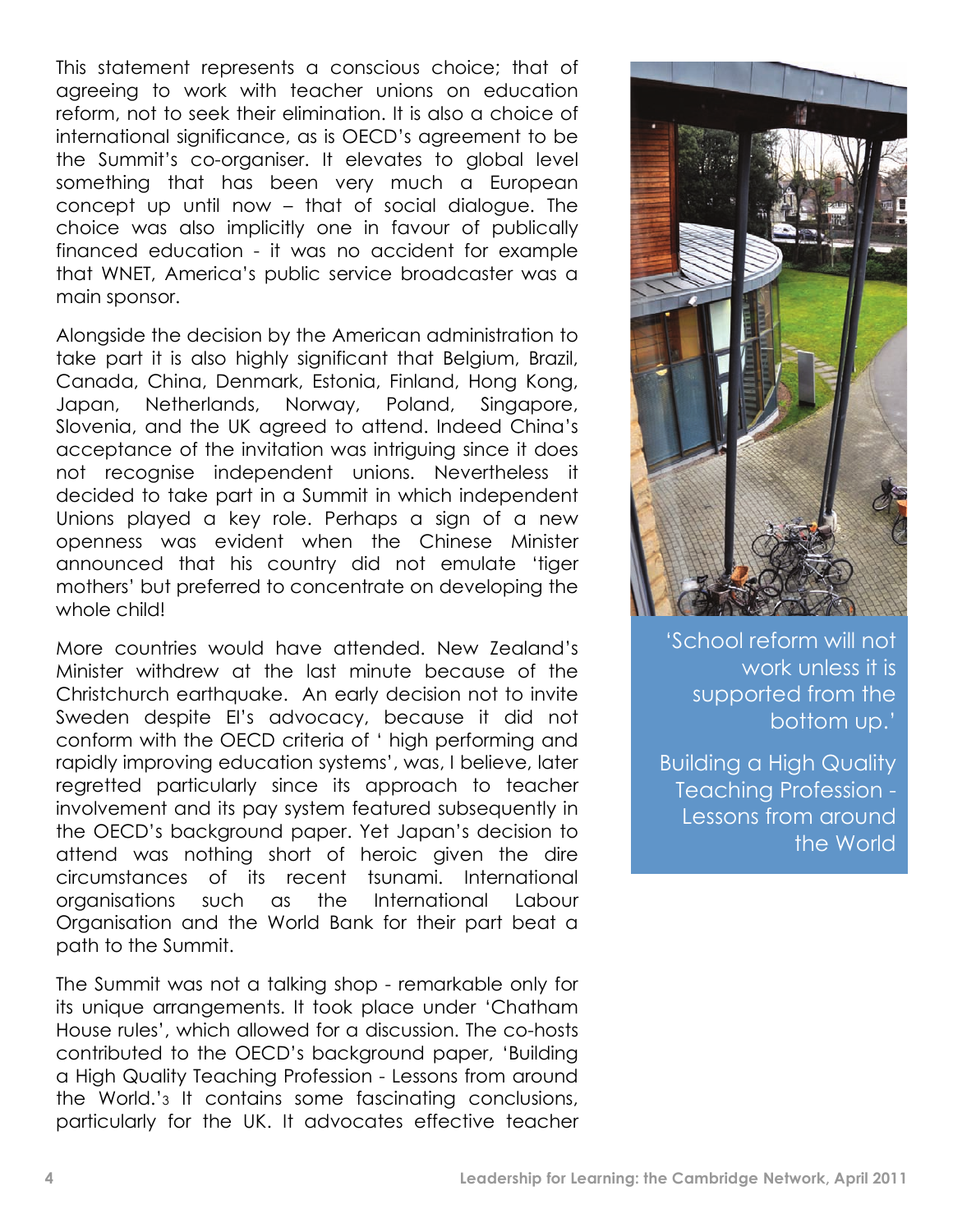This statement represents a conscious choice; that of agreeing to work with teacher unions on education reform, not to seek their elimination. It is also a choice of international significance, as is OECD's agreement to be the Summit's co-organiser. It elevates to global level something that has been very much a European concept up until now – that of social dialogue. The choice was also implicitly one in favour of publically financed education - it was no accident for example that WNET, America's public service broadcaster was a main sponsor.

Alongside the decision by the American administration to take part it is also highly significant that Belgium, Brazil, Canada, China, Denmark, Estonia, Finland, Hong Kong, Japan, Netherlands, Norway, Poland, Singapore, Slovenia, and the UK agreed to attend. Indeed China's acceptance of the invitation was intriguing since it does not recognise independent unions. Nevertheless it decided to take part in a Summit in which independent Unions played a key role. Perhaps a sign of a new openness was evident when the Chinese Minister announced that his country did not emulate 'tiger mothers' but preferred to concentrate on developing the whole child!

More countries would have attended. New Zealand's Minister withdrew at the last minute because of the Christchurch earthquake. An early decision not to invite Sweden despite EI's advocacy, because it did not conform with the OECD criteria of ' high performing and rapidly improving education systems', was, I believe, later regretted particularly since its approach to teacher involvement and its pay system featured subsequently in the OECD's background paper. Yet Japan's decision to attend was nothing short of heroic given the dire circumstances of its recent tsunami. International organisations such as the International Labour Organisation and the World Bank for their part beat a path to the Summit.

The Summit was not a talking shop - remarkable only for its unique arrangements. It took place under 'Chatham House rules', which allowed for a discussion. The co-hosts contributed to the OECD's background paper, 'Building a High Quality Teaching Profession - Lessons from around the World.'[3] It contains some fascinating conclusions, particularly for the UK. It advocates effective teacher

> 'School reform will not work unless it is supported from the bottom up.'
>
> Building a High Quality Teaching Profession - Lessons from around the World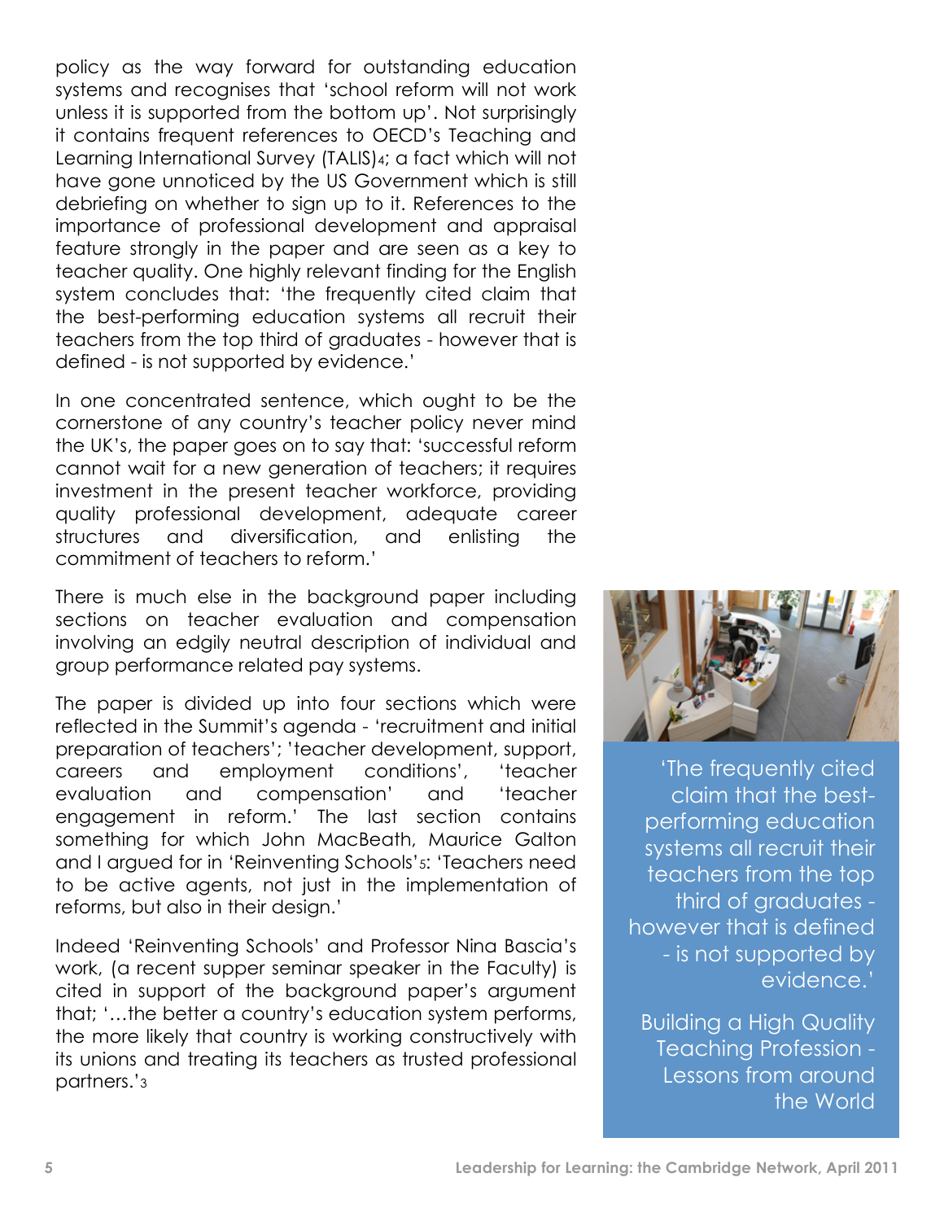policy as the way forward for outstanding education systems and recognises that 'school reform will not work unless it is supported from the bottom up'. Not surprisingly it contains frequent references to OECD's Teaching and Learning International Survey (TALIS)[4]; a fact which will not have gone unnoticed by the US Government which is still debriefing on whether to sign up to it. References to the importance of professional development and appraisal feature strongly in the paper and are seen as a key to teacher quality. One highly relevant finding for the English system concludes that: 'the frequently cited claim that the best-performing education systems all recruit their teachers from the top third of graduates - however that is defined - is not supported by evidence.'

In one concentrated sentence, which ought to be the cornerstone of any country's teacher policy never mind the UK's, the paper goes on to say that: 'successful reform cannot wait for a new generation of teachers; it requires investment in the present teacher workforce, providing quality professional development, adequate career structures and diversification, and enlisting the commitment of teachers to reform.'

There is much else in the background paper including sections on teacher evaluation and compensation involving an edgily neutral description of individual and group performance related pay systems.

The paper is divided up into four sections which were reflected in the Summit's agenda - 'recruitment and initial preparation of teachers'; 'teacher development, support, careers and employment conditions', 'teacher evaluation and compensation' and 'teacher engagement in reform.' The last section contains something for which John MacBeath, Maurice Galton and I argued for in 'Reinventing Schools'[5]: 'Teachers need to be active agents, not just in the implementation of reforms, but also in their design.'

Indeed 'Reinventing Schools' and Professor Nina Bascia's work, (a recent supper seminar speaker in the Faculty) is cited in support of the background paper's argument that; '…the better a country's education system performs, the more likely that country is working constructively with its unions and treating its teachers as trusted professional partners.'[3]

> 'The frequently cited claim that the best-performing education systems all recruit their teachers from the top third of graduates - however that is defined - is not supported by evidence.'
>
> Building a High Quality Teaching Profession - Lessons from around the World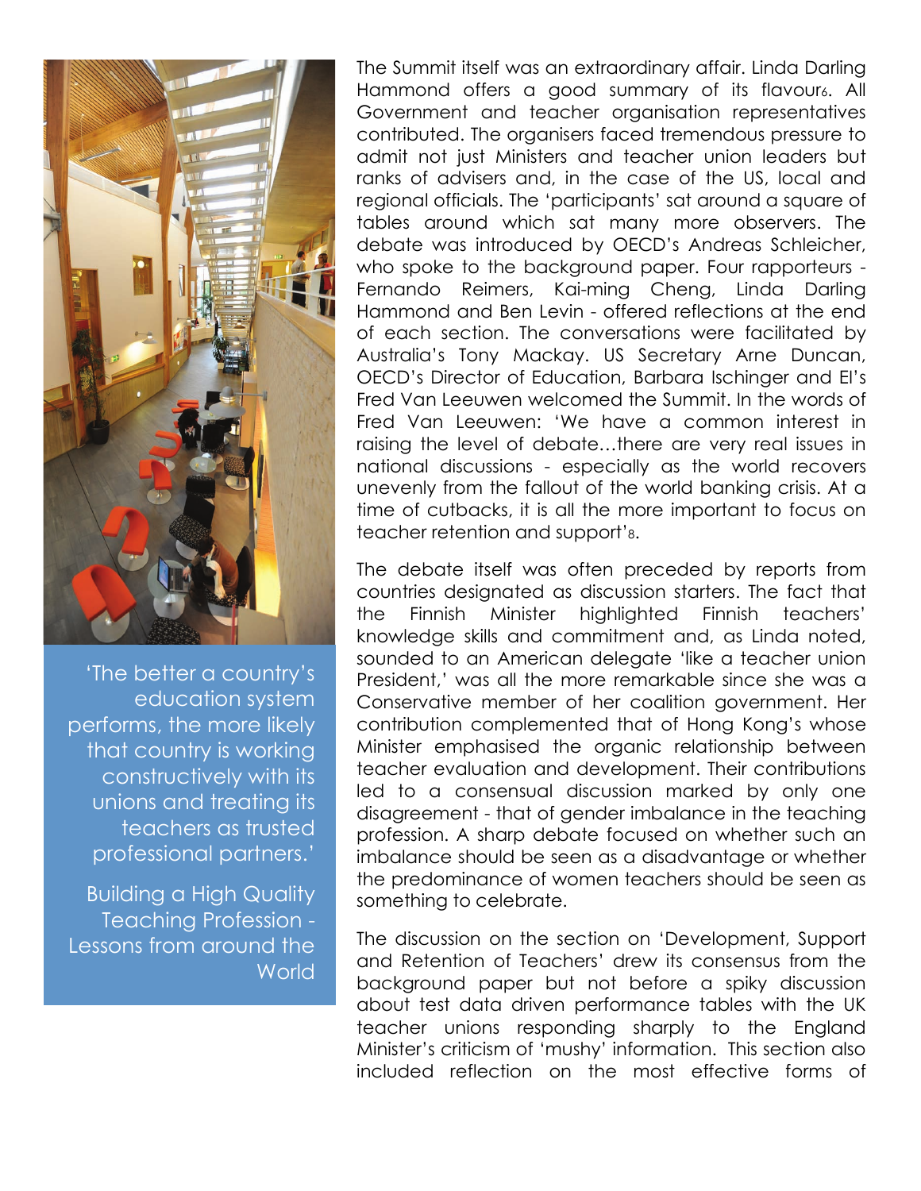The Summit itself was an extraordinary affair. Linda Darling Hammond offers a good summary of its flavour[6]. All Government and teacher organisation representatives contributed. The organisers faced tremendous pressure to admit not just Ministers and teacher union leaders but ranks of advisers and, in the case of the US, local and regional officials. The 'participants' sat around a square of tables around which sat many more observers. The debate was introduced by OECD's Andreas Schleicher, who spoke to the background paper. Four rapporteurs - Fernando Reimers, Kai-ming Cheng, Linda Darling Hammond and Ben Levin - offered reflections at the end of each section. The conversations were facilitated by Australia's Tony Mackay. US Secretary Arne Duncan, OECD's Director of Education, Barbara Ischinger and EI's Fred Van Leeuwen welcomed the Summit. In the words of Fred Van Leeuwen: 'We have a common interest in raising the level of debate…there are very real issues in national discussions - especially as the world recovers unevenly from the fallout of the world banking crisis. At a time of cutbacks, it is all the more important to focus on teacher retention and support'[8].

> 'The better a country's education system performs, the more likely that country is working constructively with its unions and treating its teachers as trusted professional partners.'
>
> Building a High Quality Teaching Profession - Lessons from around the World

The debate itself was often preceded by reports from countries designated as discussion starters. The fact that the Finnish Minister highlighted Finnish teachers' knowledge skills and commitment and, as Linda noted, sounded to an American delegate 'like a teacher union President,' was all the more remarkable since she was a Conservative member of her coalition government. Her contribution complemented that of Hong Kong's whose Minister emphasised the organic relationship between teacher evaluation and development. Their contributions led to a consensual discussion marked by only one disagreement - that of gender imbalance in the teaching profession. A sharp debate focused on whether such an imbalance should be seen as a disadvantage or whether the predominance of women teachers should be seen as something to celebrate.

The discussion on the section on 'Development, Support and Retention of Teachers' drew its consensus from the background paper but not before a spiky discussion about test data driven performance tables with the UK teacher unions responding sharply to the England Minister's criticism of 'mushy' information. This section also included reflection on the most effective forms of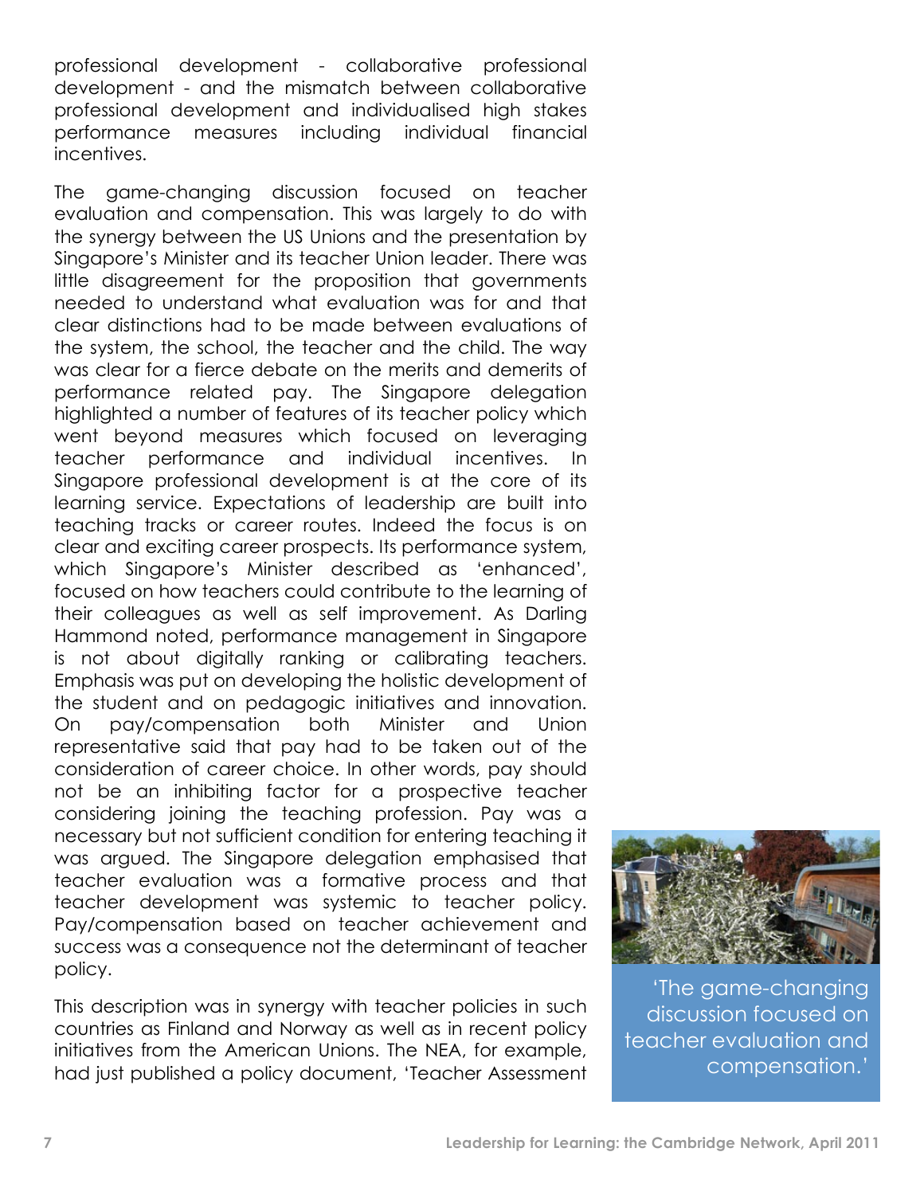professional development - collaborative professional development - and the mismatch between collaborative professional development and individualised high stakes performance measures including individual financial incentives.

The game-changing discussion focused on teacher evaluation and compensation. This was largely to do with the synergy between the US Unions and the presentation by Singapore's Minister and its teacher Union leader. There was little disagreement for the proposition that governments needed to understand what evaluation was for and that clear distinctions had to be made between evaluations of the system, the school, the teacher and the child. The way was clear for a fierce debate on the merits and demerits of performance related pay. The Singapore delegation highlighted a number of features of its teacher policy which went beyond measures which focused on leveraging teacher performance and individual incentives. In Singapore professional development is at the core of its learning service. Expectations of leadership are built into teaching tracks or career routes. Indeed the focus is on clear and exciting career prospects. Its performance system, which Singapore's Minister described as 'enhanced', focused on how teachers could contribute to the learning of their colleagues as well as self improvement. As Darling Hammond noted, performance management in Singapore is not about digitally ranking or calibrating teachers. Emphasis was put on developing the holistic development of the student and on pedagogic initiatives and innovation. On pay/compensation both Minister and Union representative said that pay had to be taken out of the consideration of career choice. In other words, pay should not be an inhibiting factor for a prospective teacher considering joining the teaching profession. Pay was a necessary but not sufficient condition for entering teaching it was argued. The Singapore delegation emphasised that teacher evaluation was a formative process and that teacher development was systemic to teacher policy. Pay/compensation based on teacher achievement and success was a consequence not the determinant of teacher policy.

This description was in synergy with teacher policies in such countries as Finland and Norway as well as in recent policy initiatives from the American Unions. The NEA, for example, had just published a policy document, 'Teacher Assessment

'The game-changing discussion focused on teacher evaluation and compensation.'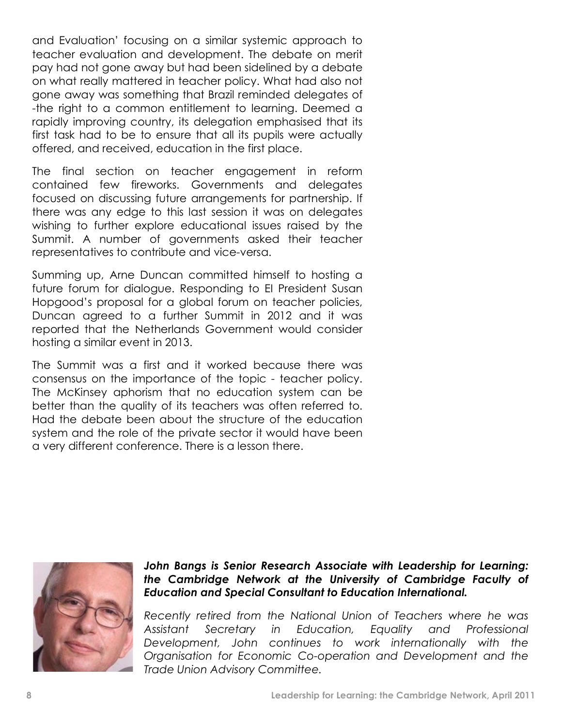and Evaluation' focusing on a similar systemic approach to teacher evaluation and development. The debate on merit pay had not gone away but had been sidelined by a debate on what really mattered in teacher policy. What had also not gone away was something that Brazil reminded delegates of -the right to a common entitlement to learning. Deemed a rapidly improving country, its delegation emphasised that its first task had to be to ensure that all its pupils were actually offered, and received, education in the first place.

The final section on teacher engagement in reform contained few fireworks. Governments and delegates focused on discussing future arrangements for partnership. If there was any edge to this last session it was on delegates wishing to further explore educational issues raised by the Summit. A number of governments asked their teacher representatives to contribute and vice-versa.

Summing up, Arne Duncan committed himself to hosting a future forum for dialogue. Responding to EI President Susan Hopgood's proposal for a global forum on teacher policies, Duncan agreed to a further Summit in 2012 and it was reported that the Netherlands Government would consider hosting a similar event in 2013.

The Summit was a first and it worked because there was consensus on the importance of the topic - teacher policy. The McKinsey aphorism that no education system can be better than the quality of its teachers was often referred to. Had the debate been about the structure of the education system and the role of the private sector it would have been a very different conference. There is a lesson there.

***John Bangs is Senior Research Associate with Leadership for Learning: the Cambridge Network at the University of Cambridge Faculty of Education and Special Consultant to Education International.***

*Recently retired from the National Union of Teachers where he was Assistant Secretary in Education, Equality and Professional Development, John continues to work internationally with the Organisation for Economic Co-operation and Development and the Trade Union Advisory Committee.*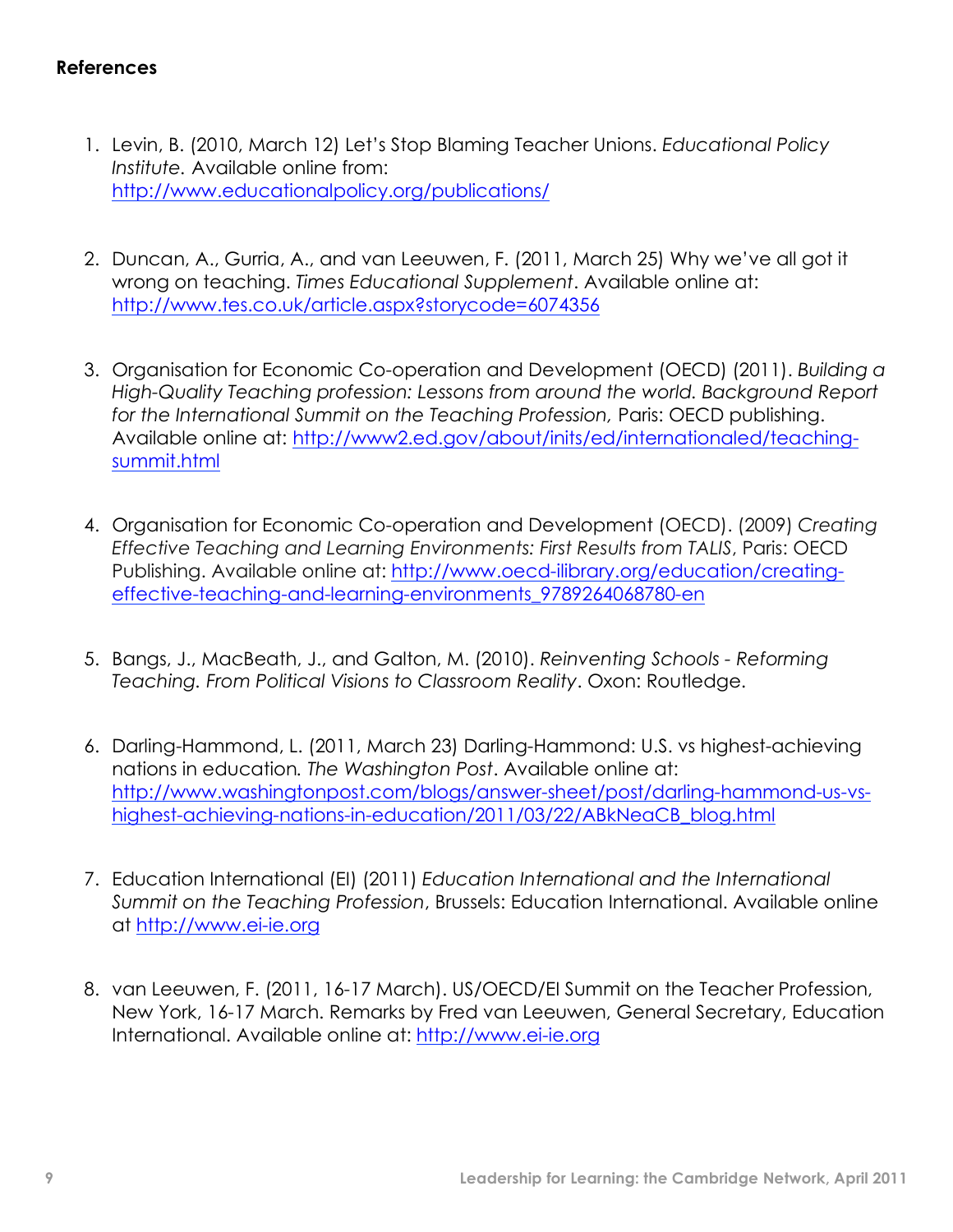**References**

1. Levin, B. (2010, March 12) Let's Stop Blaming Teacher Unions. *Educational Policy Institute.* Available online from: http://www.educationalpolicy.org/publications/

2. Duncan, A., Gurria, A., and van Leeuwen, F. (2011, March 25) Why we've all got it wrong on teaching. *Times Educational Supplement*. Available online at: http://www.tes.co.uk/article.aspx?storycode=6074356

3. Organisation for Economic Co-operation and Development (OECD) (2011). *Building a High-Quality Teaching profession: Lessons from around the world. Background Report for the International Summit on the Teaching Profession,* Paris: OECD publishing. Available online at: http://www2.ed.gov/about/inits/ed/internationaled/teaching-summit.html

4. Organisation for Economic Co-operation and Development (OECD). (2009) *Creating Effective Teaching and Learning Environments: First Results from TALIS*, Paris: OECD Publishing. Available online at: http://www.oecd-ilibrary.org/education/creating-effective-teaching-and-learning-environments_9789264068780-en

5. Bangs, J., MacBeath, J., and Galton, M. (2010). *Reinventing Schools - Reforming Teaching. From Political Visions to Classroom Reality*. Oxon: Routledge.

6. Darling-Hammond, L. (2011, March 23) Darling-Hammond: U.S. vs highest-achieving nations in education*. The Washington Post*. Available online at: http://www.washingtonpost.com/blogs/answer-sheet/post/darling-hammond-us-vs-highest-achieving-nations-in-education/2011/03/22/ABkNeaCB_blog.html

7. Education International (EI) (2011) *Education International and the International Summit on the Teaching Profession*, Brussels: Education International. Available online at http://www.ei-ie.org

8. van Leeuwen, F. (2011, 16-17 March). US/OECD/EI Summit on the Teacher Profession, New York, 16-17 March. Remarks by Fred van Leeuwen, General Secretary, Education International. Available online at: http://www.ei-ie.org